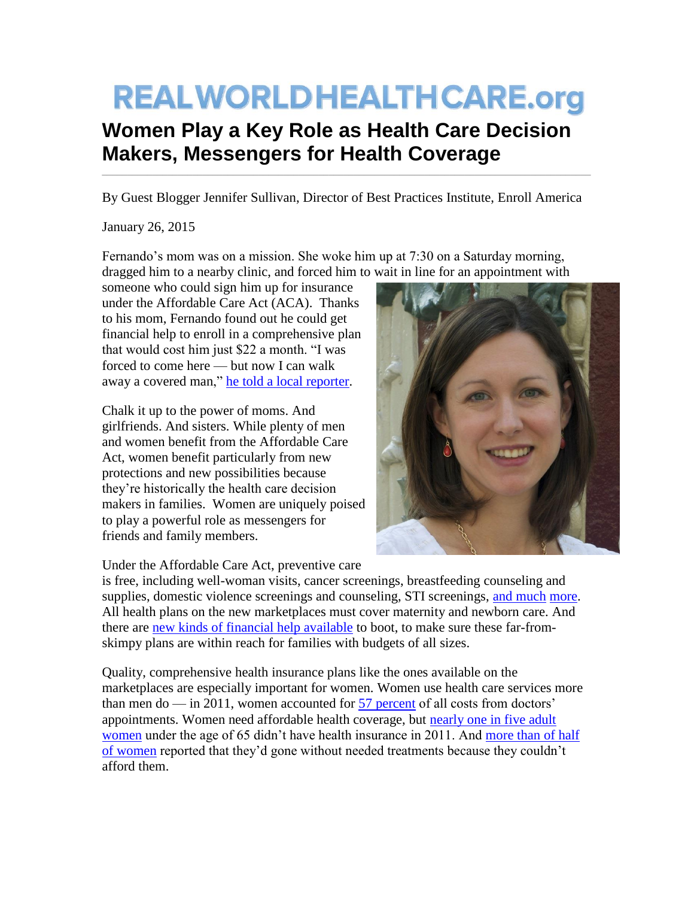# REALWORLDHEALTHCARE.org

## Women Play a Key Role as Health Care Decision Makers, Messengers for Health Coverage

By Guest Blogger Jennifer Sullivan, Director of Best Practices Institute, Enroll America

January 26, 2015

Fernando's mom was on a mission. She woke him up at 7:30 on a Saturday morning, dragged him to a nearby clinic, and forced him to wait in line for an appointment with someone who could sign him up for insurance under the Affordable Care Act (ACA). Thanks to his mom, Fernando found out he could get financial help to enroll in a comprehensive plan that would cost him just $22 a month. "I was forced to come here — but now I can walk away a covered man," he told a local reporter.

Chalk it up to the power of moms. And girlfriends. And sisters. While plenty of men and women benefit from the Affordable Care Act, women benefit particularly from new protections and new possibilities because they're historically the health care decision makers in families. Women are uniquely poised to play a powerful role as messengers for friends and family members.

Under the Affordable Care Act, preventive care is free, including well-woman visits, cancer screenings, breastfeeding counseling and supplies, domestic violence screenings and counseling, STI screenings, and much more. All health plans on the new marketplaces must cover maternity and newborn care. And there are new kinds of financial help available to boot, to make sure these far-from-skimpy plans are within reach for families with budgets of all sizes.

Quality, comprehensive health insurance plans like the ones available on the marketplaces are especially important for women. Women use health care services more than men do — in 2011, women accounted for 57 percent of all costs from doctors' appointments. Women need affordable health coverage, but nearly one in five adult women under the age of 65 didn't have health insurance in 2011. And more than half of women reported that they'd gone without needed treatments because they couldn't afford them.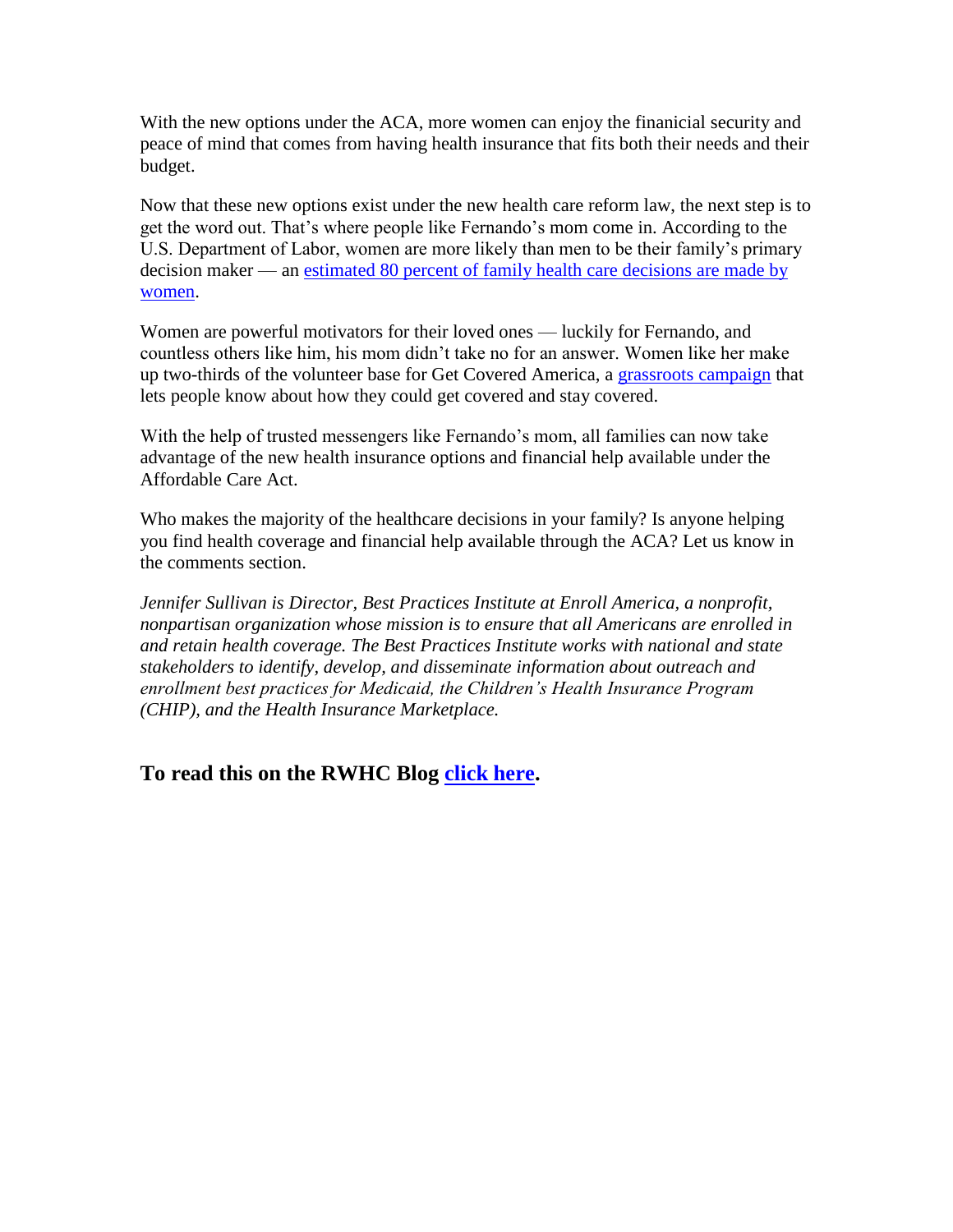With the new options under the ACA, more women can enjoy the finanicial security and peace of mind that comes from having health insurance that fits both their needs and their budget.

Now that these new options exist under the new health care reform law, the next step is to get the word out. That's where people like Fernando's mom come in. According to the U.S. Department of Labor, women are more likely than men to be their family's primary decision maker — an estimated 80 percent of family health care decisions are made by women.

Women are powerful motivators for their loved ones — luckily for Fernando, and countless others like him, his mom didn't take no for an answer. Women like her make up two-thirds of the volunteer base for Get Covered America, a grassroots campaign that lets people know about how they could get covered and stay covered.

With the help of trusted messengers like Fernando's mom, all families can now take advantage of the new health insurance options and financial help available under the Affordable Care Act.

Who makes the majority of the healthcare decisions in your family? Is anyone helping you find health coverage and financial help available through the ACA? Let us know in the comments section.

*Jennifer Sullivan is Director, Best Practices Institute at Enroll America, a nonprofit, nonpartisan organization whose mission is to ensure that all Americans are enrolled in and retain health coverage. The Best Practices Institute works with national and state stakeholders to identify, develop, and disseminate information about outreach and enrollment best practices for Medicaid, the Children's Health Insurance Program (CHIP), and the Health Insurance Marketplace.*

**To read this on the RWHC Blog click here.**